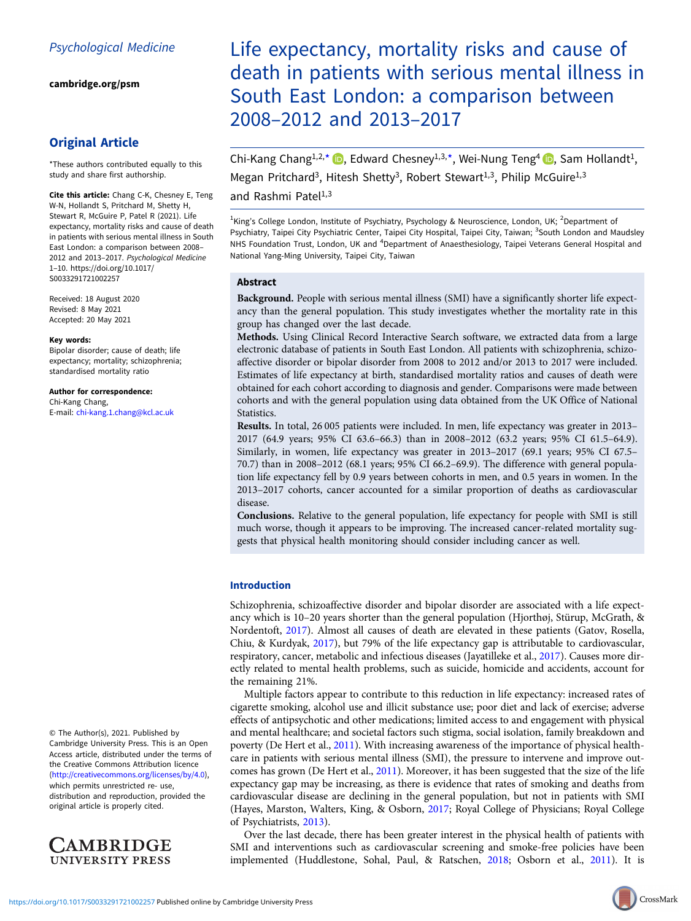Psychological Medicine

cambridge.org/psm

## Original Article

*These authors contributed equally to this study and share first authorship.

**Cite this article:** Chang C-K, Chesney E, Teng W-N, Hollandt S, Pritchard M, Shetty H, Stewart R, McGuire P, Patel R (2021). Life expectancy, mortality risks and cause of death in patients with serious mental illness in South East London: a comparison between 2008–2012 and 2013–2017. *Psychological Medicine* 1–10. https://doi.org/10.1017/S0033291721002257

Received: 18 August 2020
Revised: 8 May 2021
Accepted: 20 May 2021

**Key words:**
Bipolar disorder; cause of death; life expectancy; mortality; schizophrenia; standardised mortality ratio

**Author for correspondence:**
Chi-Kang Chang,
E-mail: chi-kang.1.chang@kcl.ac.uk

© The Author(s), 2021. Published by Cambridge University Press. This is an Open Access article, distributed under the terms of the Creative Commons Attribution licence (http://creativecommons.org/licenses/by/4.0), which permits unrestricted re- use, distribution and reproduction, provided the original article is properly cited.

# Life expectancy, mortality risks and cause of death in patients with serious mental illness in South East London: a comparison between 2008–2012 and 2013–2017

Chi-Kang Chang[1,2,*], Edward Chesney[1,3,*], Wei-Nung Teng[4], Sam Hollandt[1], Megan Pritchard[3], Hitesh Shetty[3], Robert Stewart[1,3], Philip McGuire[1,3] and Rashmi Patel[1,3]

[1]King's College London, Institute of Psychiatry, Psychology & Neuroscience, London, UK; [2]Department of Psychiatry, Taipei City Psychiatric Center, Taipei City Hospital, Taipei City, Taiwan; [3]South London and Maudsley NHS Foundation Trust, London, UK and [4]Department of Anaesthesiology, Taipei Veterans General Hospital and National Yang-Ming University, Taipei City, Taiwan

## Abstract

**Background.** People with serious mental illness (SMI) have a significantly shorter life expectancy than the general population. This study investigates whether the mortality rate in this group has changed over the last decade.

**Methods.** Using Clinical Record Interactive Search software, we extracted data from a large electronic database of patients in South East London. All patients with schizophrenia, schizoaffective disorder or bipolar disorder from 2008 to 2012 and/or 2013 to 2017 were included. Estimates of life expectancy at birth, standardised mortality ratios and causes of death were obtained for each cohort according to diagnosis and gender. Comparisons were made between cohorts and with the general population using data obtained from the UK Office of National Statistics.

**Results.** In total, 26 005 patients were included. In men, life expectancy was greater in 2013–2017 (64.9 years; 95% CI 63.6–66.3) than in 2008–2012 (63.2 years; 95% CI 61.5–64.9). Similarly, in women, life expectancy was greater in 2013–2017 (69.1 years; 95% CI 67.5–70.7) than in 2008–2012 (68.1 years; 95% CI 66.2–69.9). The difference with general population life expectancy fell by 0.9 years between cohorts in men, and 0.5 years in women. In the 2013–2017 cohorts, cancer accounted for a similar proportion of deaths as cardiovascular disease.

**Conclusions.** Relative to the general population, life expectancy for people with SMI is still much worse, though it appears to be improving. The increased cancer-related mortality suggests that physical health monitoring should consider including cancer as well.

## Introduction

Schizophrenia, schizoaffective disorder and bipolar disorder are associated with a life expectancy which is 10–20 years shorter than the general population (Hjorthøj, Stürup, McGrath, & Nordentoft, 2017). Almost all causes of death are elevated in these patients (Gatov, Rosella, Chiu, & Kurdyak, 2017), but 79% of the life expectancy gap is attributable to cardiovascular, respiratory, cancer, metabolic and infectious diseases (Jayatilleke et al., 2017). Causes more directly related to mental health problems, such as suicide, homicide and accidents, account for the remaining 21%.

Multiple factors appear to contribute to this reduction in life expectancy: increased rates of cigarette smoking, alcohol use and illicit substance use; poor diet and lack of exercise; adverse effects of antipsychotic and other medications; limited access to and engagement with physical and mental healthcare; and societal factors such stigma, social isolation, family breakdown and poverty (De Hert et al., 2011). With increasing awareness of the importance of physical healthcare in patients with serious mental illness (SMI), the pressure to intervene and improve outcomes has grown (De Hert et al., 2011). Moreover, it has been suggested that the size of the life expectancy gap may be increasing, as there is evidence that rates of smoking and deaths from cardiovascular disease are declining in the general population, but not in patients with SMI (Hayes, Marston, Walters, King, & Osborn, 2017; Royal College of Physicians; Royal College of Psychiatrists, 2013).

Over the last decade, there has been greater interest in the physical health of patients with SMI and interventions such as cardiovascular screening and smoke-free policies have been implemented (Huddlestone, Sohal, Paul, & Ratschen, 2018; Osborn et al., 2011). It is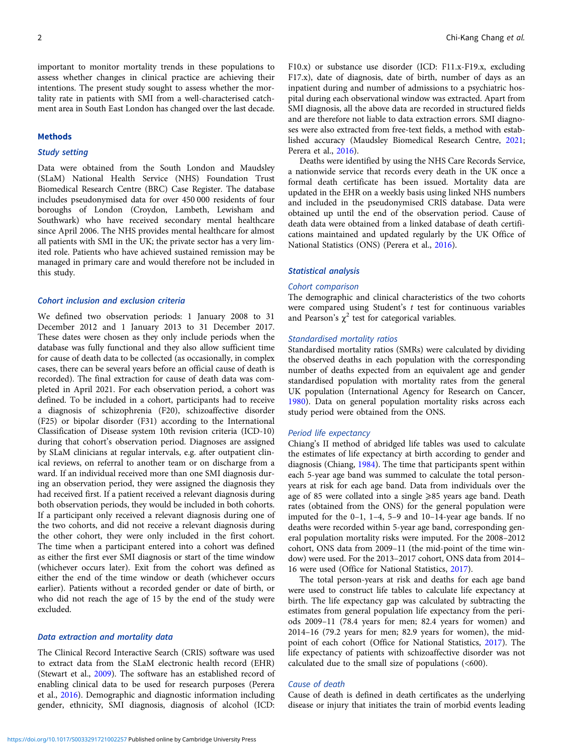important to monitor mortality trends in these populations to assess whether changes in clinical practice are achieving their intentions. The present study sought to assess whether the mortality rate in patients with SMI from a well-characterised catchment area in South East London has changed over the last decade.

## Methods

### Study setting

Data were obtained from the South London and Maudsley (SLaM) National Health Service (NHS) Foundation Trust Biomedical Research Centre (BRC) Case Register. The database includes pseudonymised data for over 450 000 residents of four boroughs of London (Croydon, Lambeth, Lewisham and Southwark) who have received secondary mental healthcare since April 2006. The NHS provides mental healthcare for almost all patients with SMI in the UK; the private sector has a very limited role. Patients who have achieved sustained remission may be managed in primary care and would therefore not be included in this study.

### Cohort inclusion and exclusion criteria

We defined two observation periods: 1 January 2008 to 31 December 2012 and 1 January 2013 to 31 December 2017. These dates were chosen as they only include periods when the database was fully functional and they also allow sufficient time for cause of death data to be collected (as occasionally, in complex cases, there can be several years before an official cause of death is recorded). The final extraction for cause of death data was completed in April 2021. For each observation period, a cohort was defined. To be included in a cohort, participants had to receive a diagnosis of schizophrenia (F20), schizoaffective disorder (F25) or bipolar disorder (F31) according to the International Classification of Disease system 10th revision criteria (ICD-10) during that cohort's observation period. Diagnoses are assigned by SLaM clinicians at regular intervals, e.g. after outpatient clinical reviews, on referral to another team or on discharge from a ward. If an individual received more than one SMI diagnosis during an observation period, they were assigned the diagnosis they had received first. If a patient received a relevant diagnosis during both observation periods, they would be included in both cohorts. If a participant only received a relevant diagnosis during one of the two cohorts, and did not receive a relevant diagnosis during the other cohort, they were only included in the first cohort. The time when a participant entered into a cohort was defined as either the first ever SMI diagnosis or start of the time window (whichever occurs later). Exit from the cohort was defined as either the end of the time window or death (whichever occurs earlier). Patients without a recorded gender or date of birth, or who did not reach the age of 15 by the end of the study were excluded.

### Data extraction and mortality data

The Clinical Record Interactive Search (CRIS) software was used to extract data from the SLaM electronic health record (EHR) (Stewart et al., 2009). The software has an established record of enabling clinical data to be used for research purposes (Perera et al., 2016). Demographic and diagnostic information including gender, ethnicity, SMI diagnosis, diagnosis of alcohol (ICD: F10.x) or substance use disorder (ICD: F11.x-F19.x, excluding F17.x), date of diagnosis, date of birth, number of days as an inpatient during and number of admissions to a psychiatric hospital during each observational window was extracted. Apart from SMI diagnosis, all the above data are recorded in structured fields and are therefore not liable to data extraction errors. SMI diagnoses were also extracted from free-text fields, a method with established accuracy (Maudsley Biomedical Research Centre, 2021; Perera et al., 2016).

Deaths were identified by using the NHS Care Records Service, a nationwide service that records every death in the UK once a formal death certificate has been issued. Mortality data are updated in the EHR on a weekly basis using linked NHS numbers and included in the pseudonymised CRIS database. Data were obtained up until the end of the observation period. Cause of death data were obtained from a linked database of death certifications maintained and updated regularly by the UK Office of National Statistics (ONS) (Perera et al., 2016).

### Statistical analysis

#### Cohort comparison

The demographic and clinical characteristics of the two cohorts were compared using Student's $t$ test for continuous variables and Pearson's $\chi^2$ test for categorical variables.

#### Standardised mortality ratios

Standardised mortality ratios (SMRs) were calculated by dividing the observed deaths in each population with the corresponding number of deaths expected from an equivalent age and gender standardised population with mortality rates from the general UK population (International Agency for Research on Cancer, 1980). Data on general population mortality risks across each study period were obtained from the ONS.

#### Period life expectancy

Chiang's II method of abridged life tables was used to calculate the estimates of life expectancy at birth according to gender and diagnosis (Chiang, 1984). The time that participants spent within each 5-year age band was summed to calculate the total person-years at risk for each age band. Data from individuals over the age of 85 were collated into a single ⩾85 years age band. Death rates (obtained from the ONS) for the general population were imputed for the 0–1, 1–4, 5–9 and 10–14-year age bands. If no deaths were recorded within 5-year age band, corresponding general population mortality risks were imputed. For the 2008–2012 cohort, ONS data from 2009–11 (the mid-point of the time window) were used. For the 2013–2017 cohort, ONS data from 2014–16 were used (Office for National Statistics, 2017).

The total person-years at risk and deaths for each age band were used to construct life tables to calculate life expectancy at birth. The life expectancy gap was calculated by subtracting the estimates from general population life expectancy from the periods 2009–11 (78.4 years for men; 82.4 years for women) and 2014–16 (79.2 years for men; 82.9 years for women), the mid-point of each cohort (Office for National Statistics, 2017). The life expectancy of patients with schizoaffective disorder was not calculated due to the small size of populations (<600).

#### Cause of death

Cause of death is defined in death certificates as the underlying disease or injury that initiates the train of morbid events leading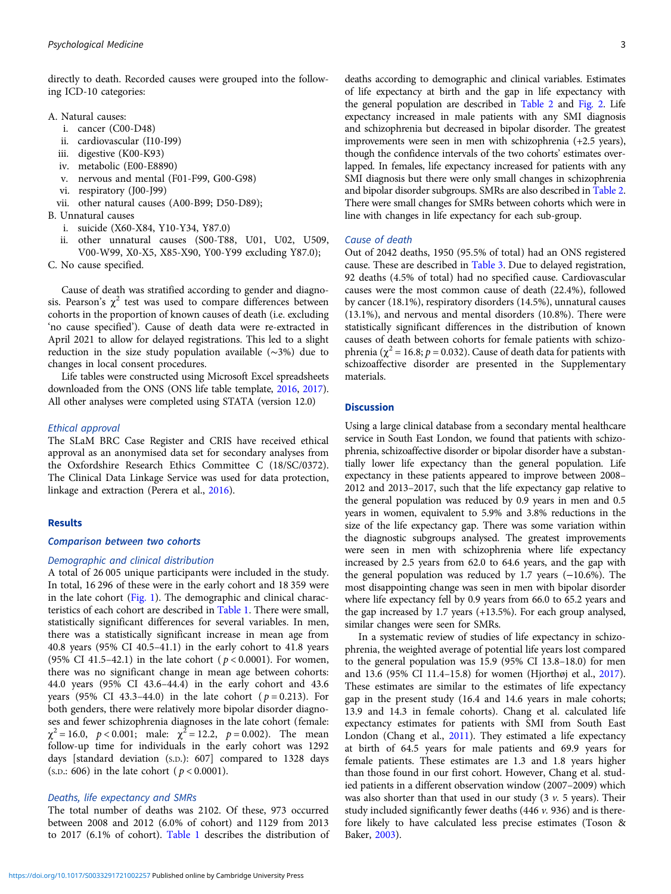directly to death. Recorded causes were grouped into the following ICD-10 categories:

A. Natural causes:
   i. cancer (C00-D48)
   ii. cardiovascular (I10-I99)
   iii. digestive (K00-K93)
   iv. metabolic (E00-E8890)
   v. nervous and mental (F01-F99, G00-G98)
   vi. respiratory (J00-J99)
   vii. other natural causes (A00-B99; D50-D89);
B. Unnatural causes
   i. suicide (X60-X84, Y10-Y34, Y87.0)
   ii. other unnatural causes (S00-T88, U01, U02, U509, V00-W99, X0-X5, X85-X90, Y00-Y99 excluding Y87.0);
C. No cause specified.

Cause of death was stratified according to gender and diagnosis. Pearson's $\chi^2$ test was used to compare differences between cohorts in the proportion of known causes of death (i.e. excluding 'no cause specified'). Cause of death data were re-extracted in April 2021 to allow for delayed registrations. This led to a slight reduction in the size study population available (~3%) due to changes in local consent procedures.

Life tables were constructed using Microsoft Excel spreadsheets downloaded from the ONS (ONS life table template, 2016, 2017). All other analyses were completed using STATA (version 12.0)

### Ethical approval

The SLaM BRC Case Register and CRIS have received ethical approval as an anonymised data set for secondary analyses from the Oxfordshire Research Ethics Committee C (18/SC/0372). The Clinical Data Linkage Service was used for data protection, linkage and extraction (Perera et al., 2016).

## Results

### Comparison between two cohorts

#### Demographic and clinical distribution

A total of 26 005 unique participants were included in the study. In total, 16 296 of these were in the early cohort and 18 359 were in the late cohort (Fig. 1). The demographic and clinical characteristics of each cohort are described in Table 1. There were small, statistically significant differences for several variables. In men, there was a statistically significant increase in mean age from 40.8 years (95% CI 40.5–41.1) in the early cohort to 41.8 years (95% CI 41.5–42.1) in the late cohort ($p < 0.0001$). For women, there was no significant change in mean age between cohorts: 44.0 years (95% CI 43.6–44.4) in the early cohort and 43.6 years (95% CI 43.3–44.0) in the late cohort ($p = 0.213$). For both genders, there were relatively more bipolar disorder diagnoses and fewer schizophrenia diagnoses in the late cohort (female: $\chi^2 = 16.0$, $p < 0.001$; male: $\chi^2 = 12.2$, $p = 0.002$). The mean follow-up time for individuals in the early cohort was 1292 days [standard deviation (S.D.): 607] compared to 1328 days (S.D.: 606) in the late cohort ($p < 0.0001$).

#### Deaths, life expectancy and SMRs

The total number of deaths was 2102. Of these, 973 occurred between 2008 and 2012 (6.0% of cohort) and 1129 from 2013 to 2017 (6.1% of cohort). Table 1 describes the distribution of deaths according to demographic and clinical variables. Estimates of life expectancy at birth and the gap in life expectancy with the general population are described in Table 2 and Fig. 2. Life expectancy increased in male patients with any SMI diagnosis and schizophrenia but decreased in bipolar disorder. The greatest improvements were seen in men with schizophrenia (+2.5 years), though the confidence intervals of the two cohorts' estimates overlapped. In females, life expectancy increased for patients with any SMI diagnosis but there were only small changes in schizophrenia and bipolar disorder subgroups. SMRs are also described in Table 2. There were small changes for SMRs between cohorts which were in line with changes in life expectancy for each sub-group.

#### Cause of death

Out of 2042 deaths, 1950 (95.5% of total) had an ONS registered cause. These are described in Table 3. Due to delayed registration, 92 deaths (4.5% of total) had no specified cause. Cardiovascular causes were the most common cause of death (22.4%), followed by cancer (18.1%), respiratory disorders (14.5%), unnatural causes (13.1%), and nervous and mental disorders (10.8%). There were statistically significant differences in the distribution of known causes of death between cohorts for female patients with schizophrenia ($\chi^2 = 16.8$; $p = 0.032$). Cause of death data for patients with schizoaffective disorder are presented in the Supplementary materials.

## Discussion

Using a large clinical database from a secondary mental healthcare service in South East London, we found that patients with schizophrenia, schizoaffective disorder or bipolar disorder have a substantially lower life expectancy than the general population. Life expectancy in these patients appeared to improve between 2008–2012 and 2013–2017, such that the life expectancy gap relative to the general population was reduced by 0.9 years in men and 0.5 years in women, equivalent to 5.9% and 3.8% reductions in the size of the life expectancy gap. There was some variation within the diagnostic subgroups analysed. The greatest improvements were seen in men with schizophrenia where life expectancy increased by 2.5 years from 62.0 to 64.6 years, and the gap with the general population was reduced by 1.7 years (−10.6%). The most disappointing change was seen in men with bipolar disorder where life expectancy fell by 0.9 years from 66.0 to 65.2 years and the gap increased by 1.7 years (+13.5%). For each group analysed, similar changes were seen for SMRs.

In a systematic review of studies of life expectancy in schizophrenia, the weighted average of potential life years lost compared to the general population was 15.9 (95% CI 13.8–18.0) for men and 13.6 (95% CI 11.4–15.8) for women (Hjorthøj et al., 2017). These estimates are similar to the estimates of life expectancy gap in the present study (16.4 and 14.6 years in male cohorts; 13.9 and 14.3 in female cohorts). Chang et al. calculated life expectancy estimates for patients with SMI from South East London (Chang et al., 2011). They estimated a life expectancy at birth of 64.5 years for male patients and 69.9 years for female patients. These estimates are 1.3 and 1.8 years higher than those found in our first cohort. However, Chang et al. studied patients in a different observation window (2007–2009) which was also shorter than that used in our study (3 *v.* 5 years). Their study included significantly fewer deaths (446 *v.* 936) and is therefore likely to have calculated less precise estimates (Toson & Baker, 2003).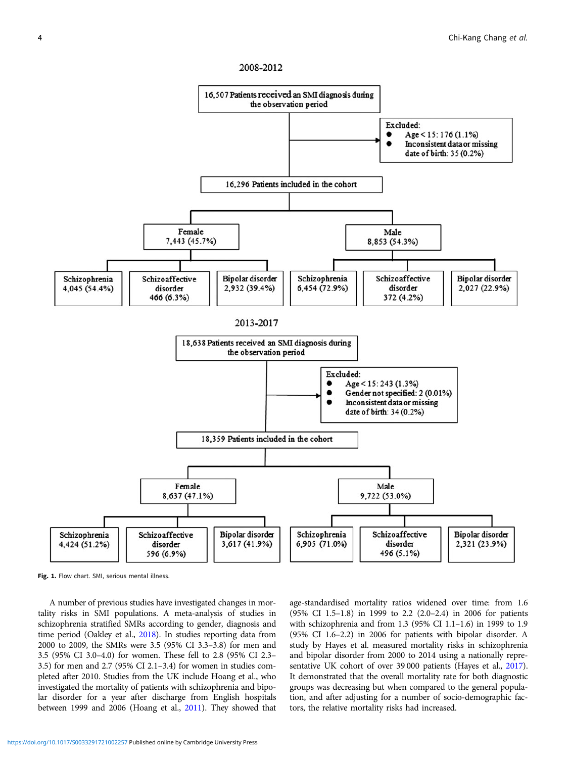2008-2012

16,507 Patients received an SMI diagnosis during the observation period

Excluded:
- Age < 15: 176 (1.1%)
- Inconsistent data or missing date of birth: 35 (0.2%)

16,296 Patients included in the cohort

Female 7,443 (45.7%)
- Schizophrenia 4,045 (54.4%)
- Schizoaffective disorder 466 (6.3%)
- Bipolar disorder 2,932 (39.4%)

Male 8,853 (54.3%)
- Schizophrenia 6,454 (72.9%)
- Schizoaffective disorder 372 (4.2%)
- Bipolar disorder 2,027 (22.9%)

2013-2017

18,638 Patients received an SMI diagnosis during the observation period

Excluded:
- Age < 15: 243 (1.3%)
- Gender not specified: 2 (0.01%)
- Inconsistent data or missing date of birth: 34 (0.2%)

18,359 Patients included in the cohort

Female 8,637 (47.1%)
- Schizophrenia 4,424 (51.2%)
- Schizoaffective disorder 596 (6.9%)
- Bipolar disorder 3,617 (41.9%)

Male 9,722 (53.0%)
- Schizophrenia 6,905 (71.0%)
- Schizoaffective disorder 496 (5.1%)
- Bipolar disorder 2,321 (23.9%)

**Fig. 1.** Flow chart. SMI, serious mental illness.

A number of previous studies have investigated changes in mortality risks in SMI populations. A meta-analysis of studies in schizophrenia stratified SMRs according to gender, diagnosis and time period (Oakley et al., 2018). In studies reporting data from 2000 to 2009, the SMRs were 3.5 (95% CI 3.3–3.8) for men and 3.5 (95% CI 3.0–4.0) for women. These fell to 2.8 (95% CI 2.3–3.5) for men and 2.7 (95% CI 2.1–3.4) for women in studies completed after 2010. Studies from the UK include Hoang et al., who investigated the mortality of patients with schizophrenia and bipolar disorder for a year after discharge from English hospitals between 1999 and 2006 (Hoang et al., 2011). They showed that age-standardised mortality ratios widened over time: from 1.6 (95% CI 1.5–1.8) in 1999 to 2.2 (2.0–2.4) in 2006 for patients with schizophrenia and from 1.3 (95% CI 1.1–1.6) in 1999 to 1.9 (95% CI 1.6–2.2) in 2006 for patients with bipolar disorder. A study by Hayes et al. measured mortality risks in schizophrenia and bipolar disorder from 2000 to 2014 using a nationally representative UK cohort of over 39 000 patients (Hayes et al., 2017). It demonstrated that the overall mortality rate for both diagnostic groups was decreasing but when compared to the general population, and after adjusting for a number of socio-demographic factors, the relative mortality risks had increased.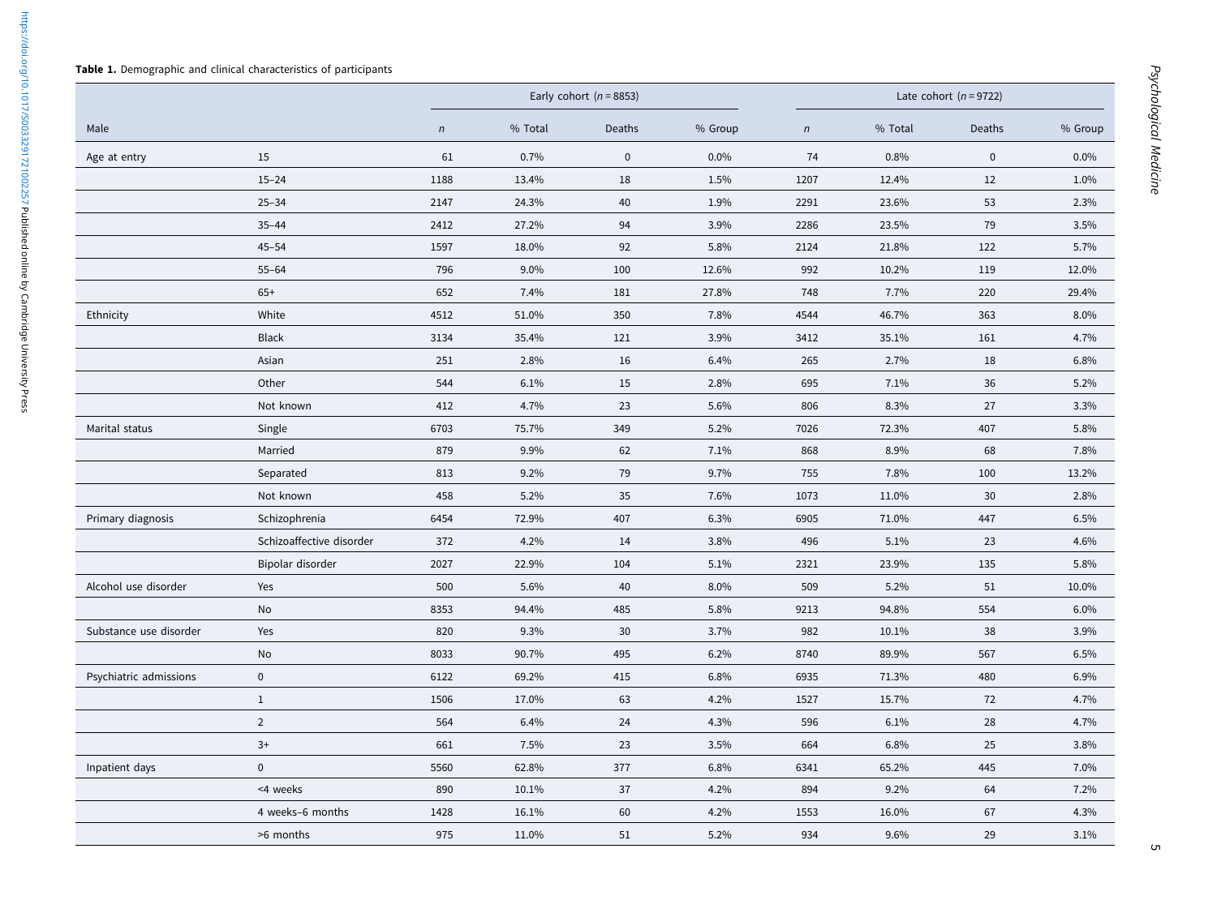**Table 1.** Demographic and clinical characteristics of participants

| | | Early cohort ($n$ = 8853) | | | | Late cohort ($n$ = 9722) | | | |
|---|---|---|---|---|---|---|---|---|---|
| Male | | $n$ | % Total | Deaths | % Group | $n$ | % Total | Deaths | % Group |
| Age at entry | 15 | 61 | 0.7% | 0 | 0.0% | 74 | 0.8% | 0 | 0.0% |
| | 15–24 | 1188 | 13.4% | 18 | 1.5% | 1207 | 12.4% | 12 | 1.0% |
| | 25–34 | 2147 | 24.3% | 40 | 1.9% | 2291 | 23.6% | 53 | 2.3% |
| | 35–44 | 2412 | 27.2% | 94 | 3.9% | 2286 | 23.5% | 79 | 3.5% |
| | 45–54 | 1597 | 18.0% | 92 | 5.8% | 2124 | 21.8% | 122 | 5.7% |
| | 55–64 | 796 | 9.0% | 100 | 12.6% | 992 | 10.2% | 119 | 12.0% |
| | 65+ | 652 | 7.4% | 181 | 27.8% | 748 | 7.7% | 220 | 29.4% |
| Ethnicity | White | 4512 | 51.0% | 350 | 7.8% | 4544 | 46.7% | 363 | 8.0% |
| | Black | 3134 | 35.4% | 121 | 3.9% | 3412 | 35.1% | 161 | 4.7% |
| | Asian | 251 | 2.8% | 16 | 6.4% | 265 | 2.7% | 18 | 6.8% |
| | Other | 544 | 6.1% | 15 | 2.8% | 695 | 7.1% | 36 | 5.2% |
| | Not known | 412 | 4.7% | 23 | 5.6% | 806 | 8.3% | 27 | 3.3% |
| Marital status | Single | 6703 | 75.7% | 349 | 5.2% | 7026 | 72.3% | 407 | 5.8% |
| | Married | 879 | 9.9% | 62 | 7.1% | 868 | 8.9% | 68 | 7.8% |
| | Separated | 813 | 9.2% | 79 | 9.7% | 755 | 7.8% | 100 | 13.2% |
| | Not known | 458 | 5.2% | 35 | 7.6% | 1073 | 11.0% | 30 | 2.8% |
| Primary diagnosis | Schizophrenia | 6454 | 72.9% | 407 | 6.3% | 6905 | 71.0% | 447 | 6.5% |
| | Schizoaffective disorder | 372 | 4.2% | 14 | 3.8% | 496 | 5.1% | 23 | 4.6% |
| | Bipolar disorder | 2027 | 22.9% | 104 | 5.1% | 2321 | 23.9% | 135 | 5.8% |
| Alcohol use disorder | Yes | 500 | 5.6% | 40 | 8.0% | 509 | 5.2% | 51 | 10.0% |
| | No | 8353 | 94.4% | 485 | 5.8% | 9213 | 94.8% | 554 | 6.0% |
| Substance use disorder | Yes | 820 | 9.3% | 30 | 3.7% | 982 | 10.1% | 38 | 3.9% |
| | No | 8033 | 90.7% | 495 | 6.2% | 8740 | 89.9% | 567 | 6.5% |
| Psychiatric admissions | 0 | 6122 | 69.2% | 415 | 6.8% | 6935 | 71.3% | 480 | 6.9% |
| | 1 | 1506 | 17.0% | 63 | 4.2% | 1527 | 15.7% | 72 | 4.7% |
| | 2 | 564 | 6.4% | 24 | 4.3% | 596 | 6.1% | 28 | 4.7% |
| | 3+ | 661 | 7.5% | 23 | 3.5% | 664 | 6.8% | 25 | 3.8% |
| Inpatient days | 0 | 5560 | 62.8% | 377 | 6.8% | 6341 | 65.2% | 445 | 7.0% |
| | <4 weeks | 890 | 10.1% | 37 | 4.2% | 894 | 9.2% | 64 | 7.2% |
| | 4 weeks–6 months | 1428 | 16.1% | 60 | 4.2% | 1553 | 16.0% | 67 | 4.3% |
| | >6 months | 975 | 11.0% | 51 | 5.2% | 934 | 9.6% | 29 | 3.1% |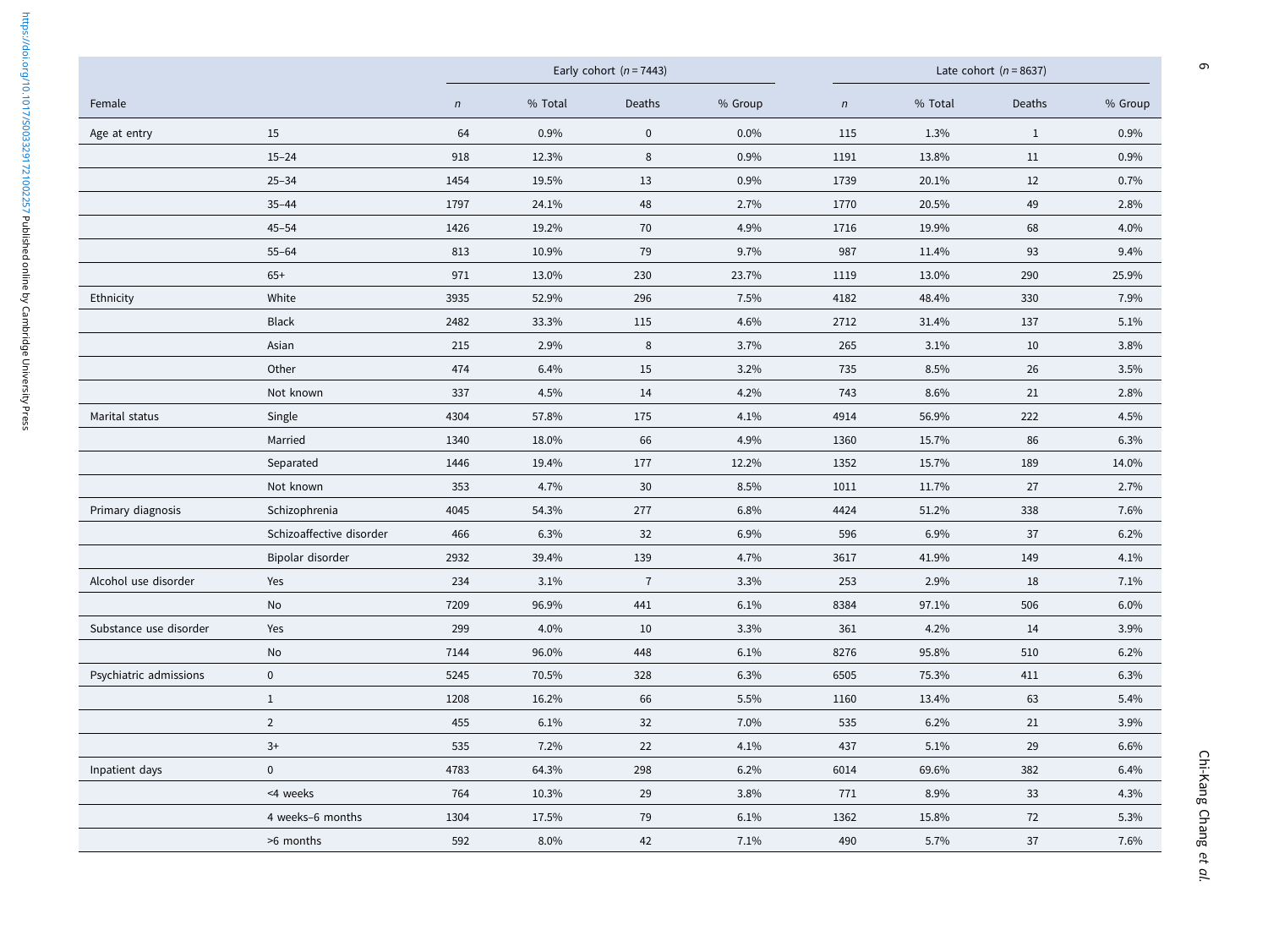| Female | | Early cohort (*n* = 7443) | | | | Late cohort (*n* = 8637) | | | |
|---|---|---|---|---|---|---|---|---|---|
| | | *n* | % Total | Deaths | % Group | *n* | % Total | Deaths | % Group |
| Age at entry | 15 | 64 | 0.9% | 0 | 0.0% | 115 | 1.3% | 1 | 0.9% |
| | 15–24 | 918 | 12.3% | 8 | 0.9% | 1191 | 13.8% | 11 | 0.9% |
| | 25–34 | 1454 | 19.5% | 13 | 0.9% | 1739 | 20.1% | 12 | 0.7% |
| | 35–44 | 1797 | 24.1% | 48 | 2.7% | 1770 | 20.5% | 49 | 2.8% |
| | 45–54 | 1426 | 19.2% | 70 | 4.9% | 1716 | 19.9% | 68 | 4.0% |
| | 55–64 | 813 | 10.9% | 79 | 9.7% | 987 | 11.4% | 93 | 9.4% |
| | 65+ | 971 | 13.0% | 230 | 23.7% | 1119 | 13.0% | 290 | 25.9% |
| Ethnicity | White | 3935 | 52.9% | 296 | 7.5% | 4182 | 48.4% | 330 | 7.9% |
| | Black | 2482 | 33.3% | 115 | 4.6% | 2712 | 31.4% | 137 | 5.1% |
| | Asian | 215 | 2.9% | 8 | 3.7% | 265 | 3.1% | 10 | 3.8% |
| | Other | 474 | 6.4% | 15 | 3.2% | 735 | 8.5% | 26 | 3.5% |
| | Not known | 337 | 4.5% | 14 | 4.2% | 743 | 8.6% | 21 | 2.8% |
| Marital status | Single | 4304 | 57.8% | 175 | 4.1% | 4914 | 56.9% | 222 | 4.5% |
| | Married | 1340 | 18.0% | 66 | 4.9% | 1360 | 15.7% | 86 | 6.3% |
| | Separated | 1446 | 19.4% | 177 | 12.2% | 1352 | 15.7% | 189 | 14.0% |
| | Not known | 353 | 4.7% | 30 | 8.5% | 1011 | 11.7% | 27 | 2.7% |
| Primary diagnosis | Schizophrenia | 4045 | 54.3% | 277 | 6.8% | 4424 | 51.2% | 338 | 7.6% |
| | Schizoaffective disorder | 466 | 6.3% | 32 | 6.9% | 596 | 6.9% | 37 | 6.2% |
| | Bipolar disorder | 2932 | 39.4% | 139 | 4.7% | 3617 | 41.9% | 149 | 4.1% |
| Alcohol use disorder | Yes | 234 | 3.1% | 7 | 3.3% | 253 | 2.9% | 18 | 7.1% |
| | No | 7209 | 96.9% | 441 | 6.1% | 8384 | 97.1% | 506 | 6.0% |
| Substance use disorder | Yes | 299 | 4.0% | 10 | 3.3% | 361 | 4.2% | 14 | 3.9% |
| | No | 7144 | 96.0% | 448 | 6.1% | 8276 | 95.8% | 510 | 6.2% |
| Psychiatric admissions | 0 | 5245 | 70.5% | 328 | 6.3% | 6505 | 75.3% | 411 | 6.3% |
| | 1 | 1208 | 16.2% | 66 | 5.5% | 1160 | 13.4% | 63 | 5.4% |
| | 2 | 455 | 6.1% | 32 | 7.0% | 535 | 6.2% | 21 | 3.9% |
| | 3+ | 535 | 7.2% | 22 | 4.1% | 437 | 5.1% | 29 | 6.6% |
| Inpatient days | 0 | 4783 | 64.3% | 298 | 6.2% | 6014 | 69.6% | 382 | 6.4% |
| | <4 weeks | 764 | 10.3% | 29 | 3.8% | 771 | 8.9% | 33 | 4.3% |
| | 4 weeks–6 months | 1304 | 17.5% | 79 | 6.1% | 1362 | 15.8% | 72 | 5.3% |
| | >6 months | 592 | 8.0% | 42 | 7.1% | 490 | 5.7% | 37 | 7.6% |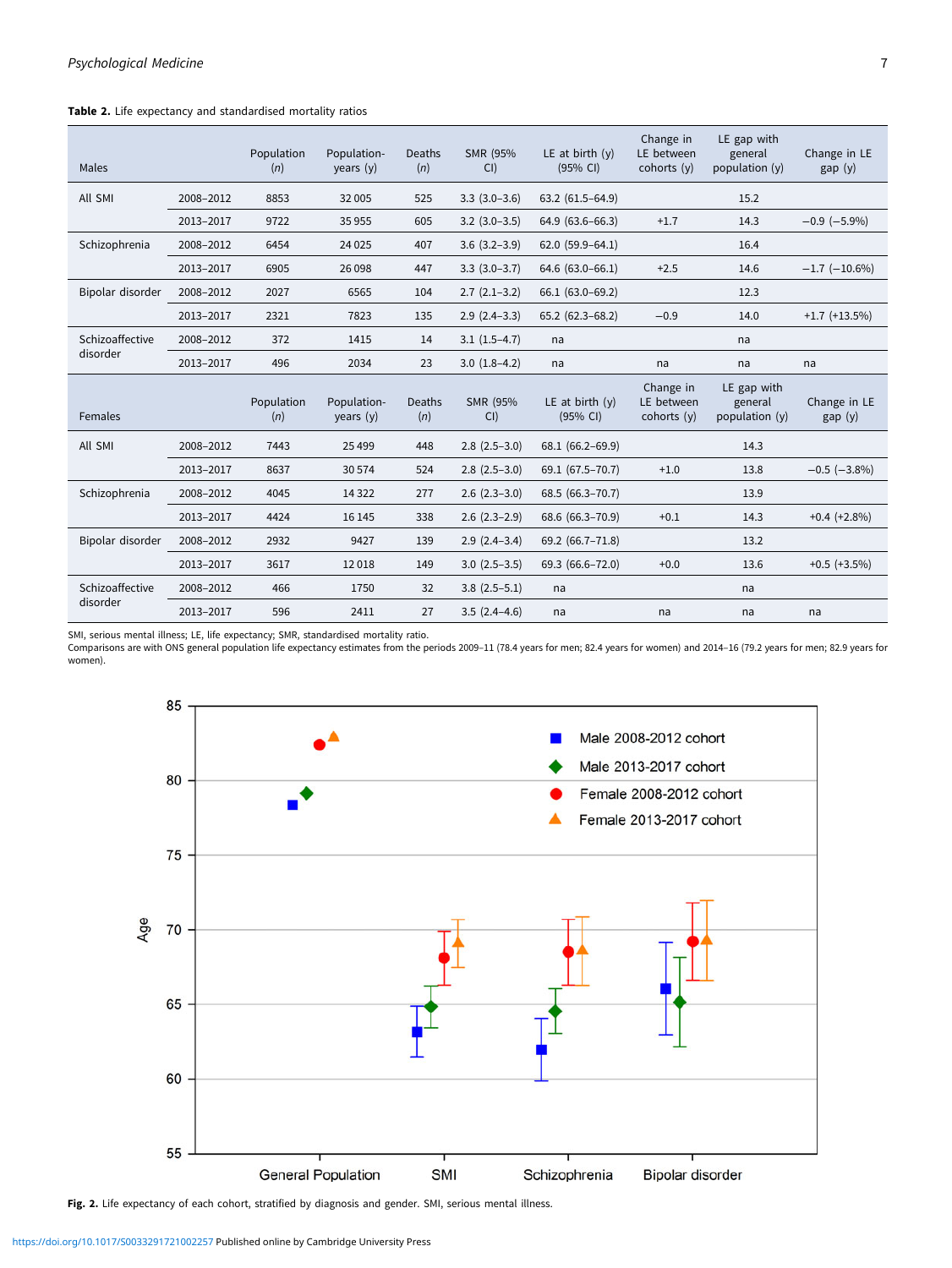**Table 2.** Life expectancy and standardised mortality ratios

| Males | | Population (*n*) | Population-years (y) | Deaths (*n*) | SMR (95% CI) | LE at birth (y) (95% CI) | Change in LE between cohorts (y) | LE gap with general population (y) | Change in LE gap (y) |
|---|---|---|---|---|---|---|---|---|---|
| All SMI | 2008–2012 | 8853 | 32 005 | 525 | 3.3 (3.0–3.6) | 63.2 (61.5–64.9) | | 15.2 | |
| | 2013–2017 | 9722 | 35 955 | 605 | 3.2 (3.0–3.5) | 64.9 (63.6–66.3) | +1.7 | 14.3 | −0.9 (−5.9%) |
| Schizophrenia | 2008–2012 | 6454 | 24 025 | 407 | 3.6 (3.2–3.9) | 62.0 (59.9–64.1) | | 16.4 | |
| | 2013–2017 | 6905 | 26 098 | 447 | 3.3 (3.0–3.7) | 64.6 (63.0–66.1) | +2.5 | 14.6 | −1.7 (−10.6%) |
| Bipolar disorder | 2008–2012 | 2027 | 6565 | 104 | 2.7 (2.1–3.2) | 66.1 (63.0–69.2) | | 12.3 | |
| | 2013–2017 | 2321 | 7823 | 135 | 2.9 (2.4–3.3) | 65.2 (62.3–68.2) | −0.9 | 14.0 | +1.7 (+13.5%) |
| Schizoaffective disorder | 2008–2012 | 372 | 1415 | 14 | 3.1 (1.5–4.7) | na | | na | |
| | 2013–2017 | 496 | 2034 | 23 | 3.0 (1.8–4.2) | na | na | na | na |
| **Females** | | **Population (*n*)** | **Population-years (y)** | **Deaths (*n*)** | **SMR (95% CI)** | **LE at birth (y) (95% CI)** | **Change in LE between cohorts (y)** | **LE gap with general population (y)** | **Change in LE gap (y)** |
| All SMI | 2008–2012 | 7443 | 25 499 | 448 | 2.8 (2.5–3.0) | 68.1 (66.2–69.9) | | 14.3 | |
| | 2013–2017 | 8637 | 30 574 | 524 | 2.8 (2.5–3.0) | 69.1 (67.5–70.7) | +1.0 | 13.8 | −0.5 (−3.8%) |
| Schizophrenia | 2008–2012 | 4045 | 14 322 | 277 | 2.6 (2.3–3.0) | 68.5 (66.3–70.7) | | 13.9 | |
| | 2013–2017 | 4424 | 16 145 | 338 | 2.6 (2.3–2.9) | 68.6 (66.3–70.9) | +0.1 | 14.3 | +0.4 (+2.8%) |
| Bipolar disorder | 2008–2012 | 2932 | 9427 | 139 | 2.9 (2.4–3.4) | 69.2 (66.7–71.8) | | 13.2 | |
| | 2013–2017 | 3617 | 12 018 | 149 | 3.0 (2.5–3.5) | 69.3 (66.6–72.0) | +0.0 | 13.6 | +0.5 (+3.5%) |
| Schizoaffective disorder | 2008–2012 | 466 | 1750 | 32 | 3.8 (2.5–5.1) | na | | na | |
| | 2013–2017 | 596 | 2411 | 27 | 3.5 (2.4–4.6) | na | na | na | na |

SMI, serious mental illness; LE, life expectancy; SMR, standardised mortality ratio.
Comparisons are with ONS general population life expectancy estimates from the periods 2009–11 (78.4 years for men; 82.4 years for women) and 2014–16 (79.2 years for men; 82.9 years for women).

**Fig. 2.** Life expectancy of each cohort, stratified by diagnosis and gender. SMI, serious mental illness.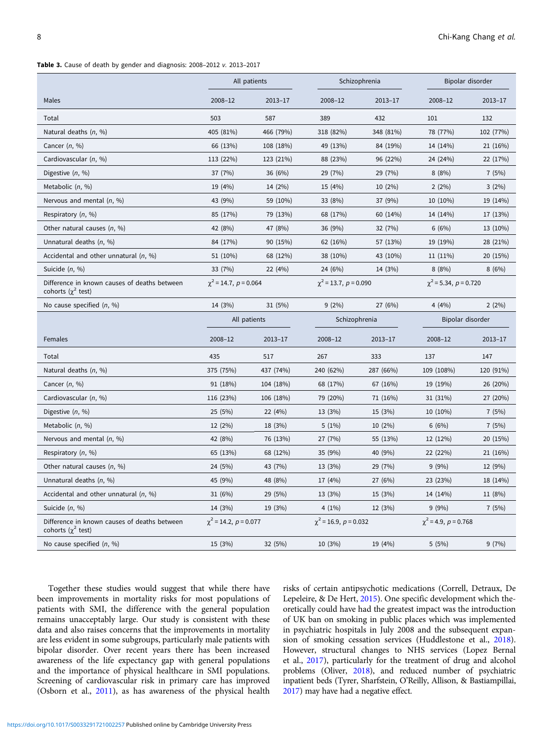**Table 3.** Cause of death by gender and diagnosis: 2008–2012 *v.* 2013–2017

| | All patients | | Schizophrenia | | Bipolar disorder | |
|---|---|---|---|---|---|---|
| Males | 2008–12 | 2013–17 | 2008–12 | 2013–17 | 2008–12 | 2013–17 |
| Total | 503 | 587 | 389 | 432 | 101 | 132 |
| Natural deaths (*n*, %) | 405 (81%) | 466 (79%) | 318 (82%) | 348 (81%) | 78 (77%) | 102 (77%) |
| Cancer (*n*, %) | 66 (13%) | 108 (18%) | 49 (13%) | 84 (19%) | 14 (14%) | 21 (16%) |
| Cardiovascular (*n*, %) | 113 (22%) | 123 (21%) | 88 (23%) | 96 (22%) | 24 (24%) | 22 (17%) |
| Digestive (*n*, %) | 37 (7%) | 36 (6%) | 29 (7%) | 29 (7%) | 8 (8%) | 7 (5%) |
| Metabolic (*n*, %) | 19 (4%) | 14 (2%) | 15 (4%) | 10 (2%) | 2 (2%) | 3 (2%) |
| Nervous and mental (*n*, %) | 43 (9%) | 59 (10%) | 33 (8%) | 37 (9%) | 10 (10%) | 19 (14%) |
| Respiratory (*n*, %) | 85 (17%) | 79 (13%) | 68 (17%) | 60 (14%) | 14 (14%) | 17 (13%) |
| Other natural causes (*n*, %) | 42 (8%) | 47 (8%) | 36 (9%) | 32 (7%) | 6 (6%) | 13 (10%) |
| Unnatural deaths (*n*, %) | 84 (17%) | 90 (15%) | 62 (16%) | 57 (13%) | 19 (19%) | 28 (21%) |
| Accidental and other unnatural (*n*, %) | 51 (10%) | 68 (12%) | 38 (10%) | 43 (10%) | 11 (11%) | 20 (15%) |
| Suicide (*n*, %) | 33 (7%) | 22 (4%) | 24 (6%) | 14 (3%) | 8 (8%) | 8 (6%) |
| Difference in known causes of deaths between cohorts ($\chi^2$ test) | $\chi^2 = 14.7$, $p = 0.064$ | | $\chi^2 = 13.7$, $p = 0.090$ | | $\chi^2 = 5.34$, $p = 0.720$ | |
| No cause specified (*n*, %) | 14 (3%) | 31 (5%) | 9 (2%) | 27 (6%) | 4 (4%) | 2 (2%) |
| | **All patients** | | **Schizophrenia** | | **Bipolar disorder** | |
| Females | 2008–12 | 2013–17 | 2008–12 | 2013–17 | 2008–12 | 2013–17 |
| Total | 435 | 517 | 267 | 333 | 137 | 147 |
| Natural deaths (*n*, %) | 375 (75%) | 437 (74%) | 240 (62%) | 287 (66%) | 109 (108%) | 120 (91%) |
| Cancer (*n*, %) | 91 (18%) | 104 (18%) | 68 (17%) | 67 (16%) | 19 (19%) | 26 (20%) |
| Cardiovascular (*n*, %) | 116 (23%) | 106 (18%) | 79 (20%) | 71 (16%) | 31 (31%) | 27 (20%) |
| Digestive (*n*, %) | 25 (5%) | 22 (4%) | 13 (3%) | 15 (3%) | 10 (10%) | 7 (5%) |
| Metabolic (*n*, %) | 12 (2%) | 18 (3%) | 5 (1%) | 10 (2%) | 6 (6%) | 7 (5%) |
| Nervous and mental (*n*, %) | 42 (8%) | 76 (13%) | 27 (7%) | 55 (13%) | 12 (12%) | 20 (15%) |
| Respiratory (*n*, %) | 65 (13%) | 68 (12%) | 35 (9%) | 40 (9%) | 22 (22%) | 21 (16%) |
| Other natural causes (*n*, %) | 24 (5%) | 43 (7%) | 13 (3%) | 29 (7%) | 9 (9%) | 12 (9%) |
| Unnatural deaths (*n*, %) | 45 (9%) | 48 (8%) | 17 (4%) | 27 (6%) | 23 (23%) | 18 (14%) |
| Accidental and other unnatural (*n*, %) | 31 (6%) | 29 (5%) | 13 (3%) | 15 (3%) | 14 (14%) | 11 (8%) |
| Suicide (*n*, %) | 14 (3%) | 19 (3%) | 4 (1%) | 12 (3%) | 9 (9%) | 7 (5%) |
| Difference in known causes of deaths between cohorts ($\chi^2$ test) | $\chi^2 = 14.2$, $p = 0.077$ | | $\chi^2 = 16.9$, $p = 0.032$ | | $\chi^2 = 4.9$, $p = 0.768$ | |
| No cause specified (*n*, %) | 15 (3%) | 32 (5%) | 10 (3%) | 19 (4%) | 5 (5%) | 9 (7%) |

Together these studies would suggest that while there have been improvements in mortality risks for most populations of patients with SMI, the difference with the general population remains unacceptably large. Our study is consistent with these data and also raises concerns that the improvements in mortality are less evident in some subgroups, particularly male patients with bipolar disorder. Over recent years there has been increased awareness of the life expectancy gap with general populations and the importance of physical healthcare in SMI populations. Screening of cardiovascular risk in primary care has improved (Osborn et al., 2011), as has awareness of the physical health risks of certain antipsychotic medications (Correll, Detraux, De Lepeleire, & De Hert, 2015). One specific development which theoretically could have had the greatest impact was the introduction of UK ban on smoking in public places which was implemented in psychiatric hospitals in July 2008 and the subsequent expansion of smoking cessation services (Huddlestone et al., 2018). However, structural changes to NHS services (Lopez Bernal et al., 2017), particularly for the treatment of drug and alcohol problems (Oliver, 2018), and reduced number of psychiatric inpatient beds (Tyrer, Sharfstein, O'Reilly, Allison, & Bastiampillai, 2017) may have had a negative effect.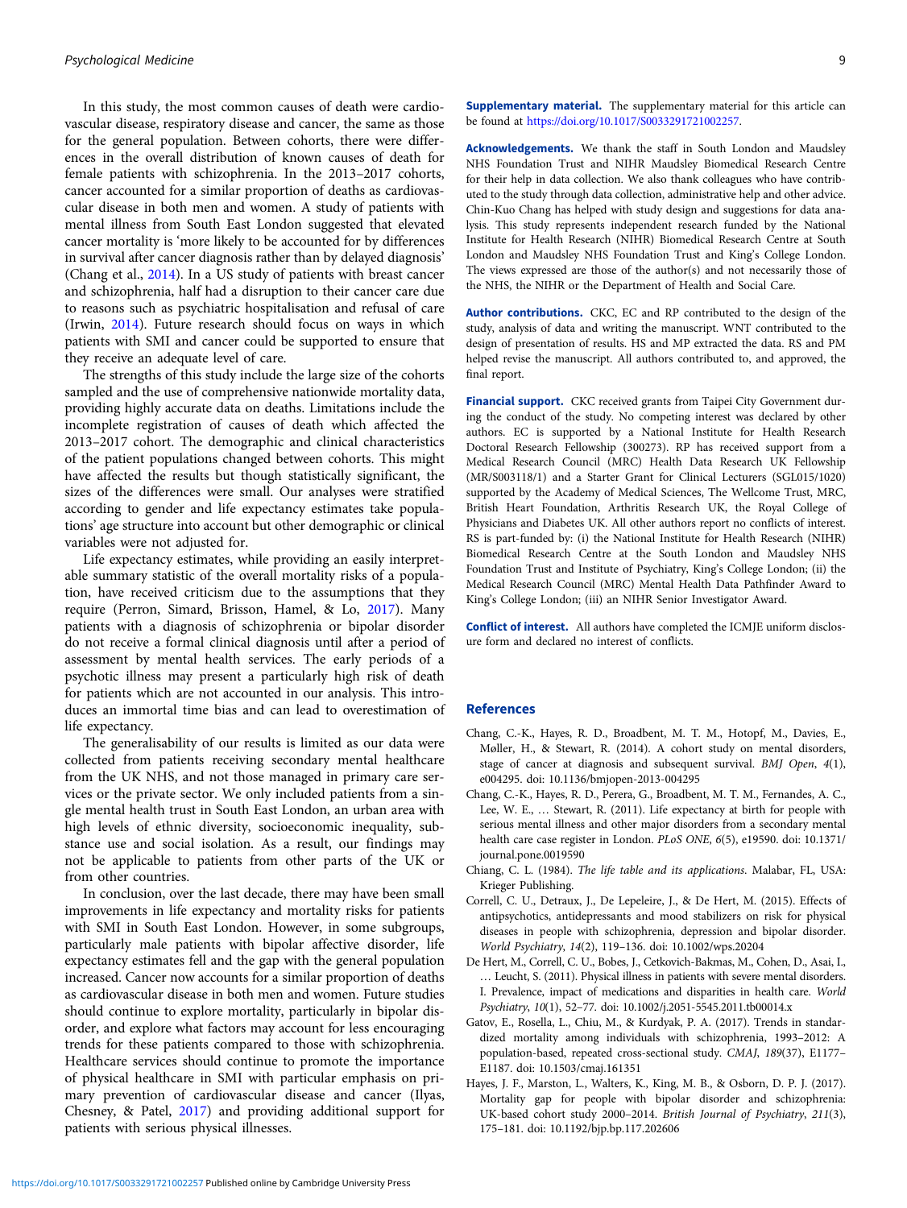In this study, the most common causes of death were cardiovascular disease, respiratory disease and cancer, the same as those for the general population. Between cohorts, there were differences in the overall distribution of known causes of death for female patients with schizophrenia. In the 2013–2017 cohorts, cancer accounted for a similar proportion of deaths as cardiovascular disease in both men and women. A study of patients with mental illness from South East London suggested that elevated cancer mortality is 'more likely to be accounted for by differences in survival after cancer diagnosis rather than by delayed diagnosis' (Chang et al., 2014). In a US study of patients with breast cancer and schizophrenia, half had a disruption to their cancer care due to reasons such as psychiatric hospitalisation and refusal of care (Irwin, 2014). Future research should focus on ways in which patients with SMI and cancer could be supported to ensure that they receive an adequate level of care.

The strengths of this study include the large size of the cohorts sampled and the use of comprehensive nationwide mortality data, providing highly accurate data on deaths. Limitations include the incomplete registration of causes of death which affected the 2013–2017 cohort. The demographic and clinical characteristics of the patient populations changed between cohorts. This might have affected the results but though statistically significant, the sizes of the differences were small. Our analyses were stratified according to gender and life expectancy estimates take populations' age structure into account but other demographic or clinical variables were not adjusted for.

Life expectancy estimates, while providing an easily interpretable summary statistic of the overall mortality risks of a population, have received criticism due to the assumptions that they require (Perron, Simard, Brisson, Hamel, & Lo, 2017). Many patients with a diagnosis of schizophrenia or bipolar disorder do not receive a formal clinical diagnosis until after a period of assessment by mental health services. The early periods of a psychotic illness may present a particularly high risk of death for patients which are not accounted in our analysis. This introduces an immortal time bias and can lead to overestimation of life expectancy.

The generalisability of our results is limited as our data were collected from patients receiving secondary mental healthcare from the UK NHS, and not those managed in primary care services or the private sector. We only included patients from a single mental health trust in South East London, an urban area with high levels of ethnic diversity, socioeconomic inequality, substance use and social isolation. As a result, our findings may not be applicable to patients from other parts of the UK or from other countries.

In conclusion, over the last decade, there may have been small improvements in life expectancy and mortality risks for patients with SMI in South East London. However, in some subgroups, particularly male patients with bipolar affective disorder, life expectancy estimates fell and the gap with the general population increased. Cancer now accounts for a similar proportion of deaths as cardiovascular disease in both men and women. Future studies should continue to explore mortality, particularly in bipolar disorder, and explore what factors may account for less encouraging trends for these patients compared to those with schizophrenia. Healthcare services should continue to promote the importance of physical healthcare in SMI with particular emphasis on primary prevention of cardiovascular disease and cancer (Ilyas, Chesney, & Patel, 2017) and providing additional support for patients with serious physical illnesses.

**Supplementary material.** The supplementary material for this article can be found at https://doi.org/10.1017/S0033291721002257.

**Acknowledgements.** We thank the staff in South London and Maudsley NHS Foundation Trust and NIHR Maudsley Biomedical Research Centre for their help in data collection. We also thank colleagues who have contributed to the study through data collection, administrative help and other advice. Chin-Kuo Chang has helped with study design and suggestions for data analysis. This study represents independent research funded by the National Institute for Health Research (NIHR) Biomedical Research Centre at South London and Maudsley NHS Foundation Trust and King's College London. The views expressed are those of the author(s) and not necessarily those of the NHS, the NIHR or the Department of Health and Social Care.

**Author contributions.** CKC, EC and RP contributed to the design of the study, analysis of data and writing the manuscript. WNT contributed to the design of presentation of results. HS and MP extracted the data. RS and PM helped revise the manuscript. All authors contributed to, and approved, the final report.

**Financial support.** CKC received grants from Taipei City Government during the conduct of the study. No competing interest was declared by other authors. EC is supported by a National Institute for Health Research Doctoral Research Fellowship (300273). RP has received support from a Medical Research Council (MRC) Health Data Research UK Fellowship (MR/S003118/1) and a Starter Grant for Clinical Lecturers (SGL015/1020) supported by the Academy of Medical Sciences, The Wellcome Trust, MRC, British Heart Foundation, Arthritis Research UK, the Royal College of Physicians and Diabetes UK. All other authors report no conflicts of interest. RS is part-funded by: (i) the National Institute for Health Research (NIHR) Biomedical Research Centre at the South London and Maudsley NHS Foundation Trust and Institute of Psychiatry, King's College London; (ii) the Medical Research Council (MRC) Mental Health Data Pathfinder Award to King's College London; (iii) an NIHR Senior Investigator Award.

**Conflict of interest.** All authors have completed the ICMJE uniform disclosure form and declared no interest of conflicts.

## References

Chang, C.-K., Hayes, R. D., Broadbent, M. T. M., Hotopf, M., Davies, E., Møller, H., & Stewart, R. (2014). A cohort study on mental disorders, stage of cancer at diagnosis and subsequent survival. *BMJ Open*, *4*(1), e004295. doi: 10.1136/bmjopen-2013-004295

Chang, C.-K., Hayes, R. D., Perera, G., Broadbent, M. T. M., Fernandes, A. C., Lee, W. E., … Stewart, R. (2011). Life expectancy at birth for people with serious mental illness and other major disorders from a secondary mental health care case register in London. *PLoS ONE*, *6*(5), e19590. doi: 10.1371/journal.pone.0019590

Chiang, C. L. (1984). *The life table and its applications*. Malabar, FL, USA: Krieger Publishing.

Correll, C. U., Detraux, J., De Lepeleire, J., & De Hert, M. (2015). Effects of antipsychotics, antidepressants and mood stabilizers on risk for physical diseases in people with schizophrenia, depression and bipolar disorder. *World Psychiatry*, *14*(2), 119–136. doi: 10.1002/wps.20204

De Hert, M., Correll, C. U., Bobes, J., Cetkovich-Bakmas, M., Cohen, D., Asai, I., … Leucht, S. (2011). Physical illness in patients with severe mental disorders. I. Prevalence, impact of medications and disparities in health care. *World Psychiatry*, *10*(1), 52–77. doi: 10.1002/j.2051-5545.2011.tb00014.x

Gatov, E., Rosella, L., Chiu, M., & Kurdyak, P. A. (2017). Trends in standardized mortality among individuals with schizophrenia, 1993–2012: A population-based, repeated cross-sectional study. *CMAJ*, *189*(37), E1177–E1187. doi: 10.1503/cmaj.161351

Hayes, J. F., Marston, L., Walters, K., King, M. B., & Osborn, D. P. J. (2017). Mortality gap for people with bipolar disorder and schizophrenia: UK-based cohort study 2000–2014. *British Journal of Psychiatry*, *211*(3), 175–181. doi: 10.1192/bjp.bp.117.202606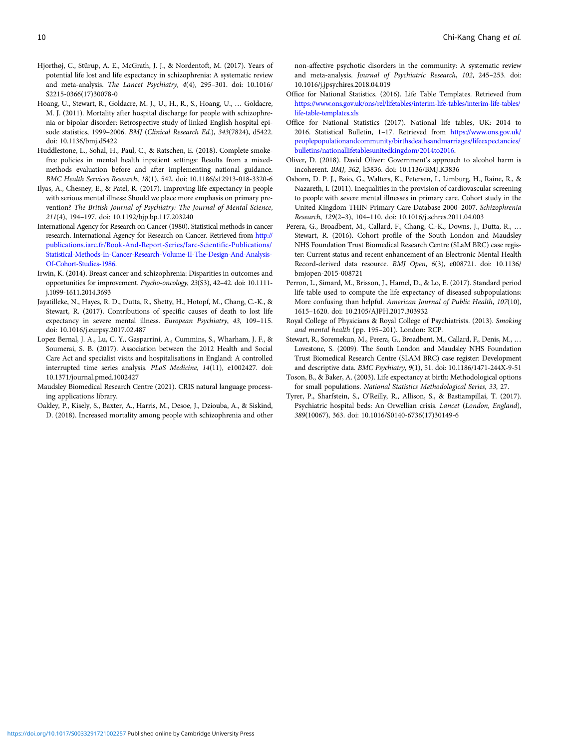Hjorthøj, C., Stürup, A. E., McGrath, J. J., & Nordentoft, M. (2017). Years of potential life lost and life expectancy in schizophrenia: A systematic review and meta-analysis. *The Lancet Psychiatry*, *4*(4), 295–301. doi: 10.1016/S2215-0366(17)30078-0

Hoang, U., Stewart, R., Goldacre, M. J., U., H., R., S., Hoang, U., … Goldacre, M. J. (2011). Mortality after hospital discharge for people with schizophrenia or bipolar disorder: Retrospective study of linked English hospital episode statistics, 1999–2006. *BMJ* (*Clinical Research Ed.*), *343*(7824), d5422. doi: 10.1136/bmj.d5422

Huddlestone, L., Sohal, H., Paul, C., & Ratschen, E. (2018). Complete smoke-free policies in mental health inpatient settings: Results from a mixed-methods evaluation before and after implementing national guidance. *BMC Health Services Research*, *18*(1), 542. doi: 10.1186/s12913-018-3320-6

Ilyas, A., Chesney, E., & Patel, R. (2017). Improving life expectancy in people with serious mental illness: Should we place more emphasis on primary prevention? *The British Journal of Psychiatry: The Journal of Mental Science*, *211*(4), 194–197. doi: 10.1192/bjp.bp.117.203240

International Agency for Research on Cancer (1980). Statistical methods in cancer research. International Agency for Research on Cancer. Retrieved from http://publications.iarc.fr/Book-And-Report-Series/Iarc-Scientific-Publications/Statistical-Methods-In-Cancer-Research-Volume-II-The-Design-And-Analysis-Of-Cohort-Studies-1986.

Irwin, K. (2014). Breast cancer and schizophrenia: Disparities in outcomes and opportunities for improvement. *Psycho-oncology*, *23*(S3), 42–42. doi: 10.1111-j.1099-1611.2014.3693

Jayatilleke, N., Hayes, R. D., Dutta, R., Shetty, H., Hotopf, M., Chang, C.-K., & Stewart, R. (2017). Contributions of specific causes of death to lost life expectancy in severe mental illness. *European Psychiatry*, *43*, 109–115. doi: 10.1016/j.eurpsy.2017.02.487

Lopez Bernal, J. A., Lu, C. Y., Gasparrini, A., Cummins, S., Wharham, J. F., & Soumerai, S. B. (2017). Association between the 2012 Health and Social Care Act and specialist visits and hospitalisations in England: A controlled interrupted time series analysis. *PLoS Medicine*, *14*(11), e1002427. doi: 10.1371/journal.pmed.1002427

Maudsley Biomedical Research Centre (2021). CRIS natural language processing applications library.

Oakley, P., Kisely, S., Baxter, A., Harris, M., Desoe, J., Dziouba, A., & Siskind, D. (2018). Increased mortality among people with schizophrenia and other non-affective psychotic disorders in the community: A systematic review and meta-analysis. *Journal of Psychiatric Research*, *102*, 245–253. doi: 10.1016/j.jpsychires.2018.04.019

Office for National Statistics. (2016). Life Table Templates. Retrieved from https://www.ons.gov.uk/ons/rel/lifetables/interim-life-tables/interim-life-tables/life-table-templates.xls

Office for National Statistics (2017). National life tables, UK: 2014 to 2016. Statistical Bulletin, 1–17. Retrieved from https://www.ons.gov.uk/peoplepopulationandcommunity/birthsdeathsandmarriages/lifeexpectancies/bulletins/nationallifetablesunitedkingdom/2014to2016.

Oliver, D. (2018). David Oliver: Government's approach to alcohol harm is incoherent. *BMJ*, *362*, k3836. doi: 10.1136/BMJ.K3836

Osborn, D. P. J., Baio, G., Walters, K., Petersen, I., Limburg, H., Raine, R., & Nazareth, I. (2011). Inequalities in the provision of cardiovascular screening to people with severe mental illnesses in primary care. Cohort study in the United Kingdom THIN Primary Care Database 2000–2007. *Schizophrenia Research*, *129*(2–3), 104–110. doi: 10.1016/j.schres.2011.04.003

Perera, G., Broadbent, M., Callard, F., Chang, C.-K., Downs, J., Dutta, R., … Stewart, R. (2016). Cohort profile of the South London and Maudsley NHS Foundation Trust Biomedical Research Centre (SLaM BRC) case register: Current status and recent enhancement of an Electronic Mental Health Record-derived data resource. *BMJ Open*, *6*(3), e008721. doi: 10.1136/bmjopen-2015-008721

Perron, L., Simard, M., Brisson, J., Hamel, D., & Lo, E. (2017). Standard period life table used to compute the life expectancy of diseased subpopulations: More confusing than helpful. *American Journal of Public Health*, *107*(10), 1615–1620. doi: 10.2105/AJPH.2017.303932

Royal College of Physicians & Royal College of Psychiatrists. (2013). *Smoking and mental health* (pp. 195–201). London: RCP.

Stewart, R., Soremekun, M., Perera, G., Broadbent, M., Callard, F., Denis, M., … Lovestone, S. (2009). The South London and Maudsley NHS Foundation Trust Biomedical Research Centre (SLAM BRC) case register: Development and descriptive data. *BMC Psychiatry*, *9*(1), 51. doi: 10.1186/1471-244X-9-51

Toson, B., & Baker, A. (2003). Life expectancy at birth: Methodological options for small populations. *National Statistics Methodological Series*, *33*, 27.

Tyrer, P., Sharfstein, S., O'Reilly, R., Allison, S., & Bastiampillai, T. (2017). Psychiatric hospital beds: An Orwellian crisis. *Lancet* (*London, England*), *389*(10067), 363. doi: 10.1016/S0140-6736(17)30149-6